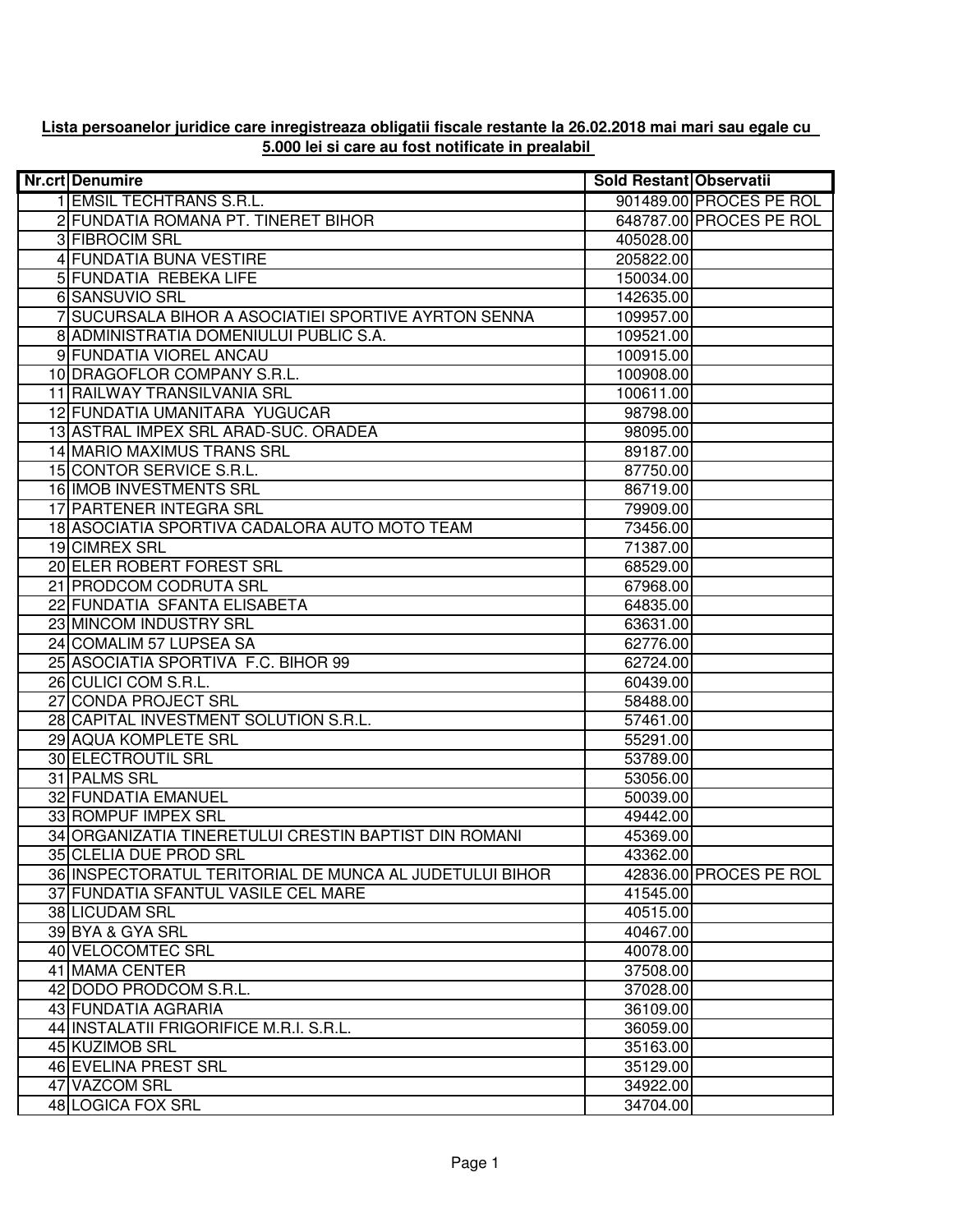**Lista persoanelor juridice care inregistreaza obligatii fiscale restante la 26.02.2018 mai mari sau egale cu 5.000 lei si care au fost notificate in prealabil**

| Nr.crt | Denumire | Sold Restant | Observatii |
|---|---|---|---|
| 1 | EMSIL TECHTRANS S.R.L. | 901489.00 | PROCES PE ROL |
| 2 | FUNDATIA ROMANA PT. TINERET BIHOR | 648787.00 | PROCES PE ROL |
| 3 | FIBROCIM SRL | 405028.00 | |
| 4 | FUNDATIA BUNA VESTIRE | 205822.00 | |
| 5 | FUNDATIA REBEKA LIFE | 150034.00 | |
| 6 | SANSUVIO SRL | 142635.00 | |
| 7 | SUCURSALA BIHOR A ASOCIATIEI SPORTIVE AYRTON SENNA | 109957.00 | |
| 8 | ADMINISTRATIA DOMENIULUI PUBLIC S.A. | 109521.00 | |
| 9 | FUNDATIA VIOREL ANCAU | 100915.00 | |
| 10 | DRAGOFLOR COMPANY S.R.L. | 100908.00 | |
| 11 | RAILWAY TRANSILVANIA SRL | 100611.00 | |
| 12 | FUNDATIA UMANITARA YUGUCAR | 98798.00 | |
| 13 | ASTRAL IMPEX SRL ARAD-SUC. ORADEA | 98095.00 | |
| 14 | MARIO MAXIMUS TRANS SRL | 89187.00 | |
| 15 | CONTOR SERVICE S.R.L. | 87750.00 | |
| 16 | IMOB INVESTMENTS SRL | 86719.00 | |
| 17 | PARTENER INTEGRA SRL | 79909.00 | |
| 18 | ASOCIATIA SPORTIVA CADALORA AUTO MOTO TEAM | 73456.00 | |
| 19 | CIMREX SRL | 71387.00 | |
| 20 | ELER ROBERT FOREST SRL | 68529.00 | |
| 21 | PRODCOM CODRUTA SRL | 67968.00 | |
| 22 | FUNDATIA SFANTA ELISABETA | 64835.00 | |
| 23 | MINCOM INDUSTRY SRL | 63631.00 | |
| 24 | COMALIM 57 LUPSEA SA | 62776.00 | |
| 25 | ASOCIATIA SPORTIVA F.C. BIHOR 99 | 62724.00 | |
| 26 | CULICI COM S.R.L. | 60439.00 | |
| 27 | CONDA PROJECT SRL | 58488.00 | |
| 28 | CAPITAL INVESTMENT SOLUTION S.R.L. | 57461.00 | |
| 29 | AQUA KOMPLETE SRL | 55291.00 | |
| 30 | ELECTROUTIL SRL | 53789.00 | |
| 31 | PALMS SRL | 53056.00 | |
| 32 | FUNDATIA EMANUEL | 50039.00 | |
| 33 | ROMPUF IMPEX SRL | 49442.00 | |
| 34 | ORGANIZATIA TINERETULUI CRESTIN BAPTIST DIN ROMANI | 45369.00 | |
| 35 | CLELIA DUE PROD SRL | 43362.00 | |
| 36 | INSPECTORATUL TERITORIAL DE MUNCA AL JUDETULUI BIHOR | 42836.00 | PROCES PE ROL |
| 37 | FUNDATIA SFANTUL VASILE CEL MARE | 41545.00 | |
| 38 | LICUDAM SRL | 40515.00 | |
| 39 | BYA & GYA SRL | 40467.00 | |
| 40 | VELOCOMTEC SRL | 40078.00 | |
| 41 | MAMA CENTER | 37508.00 | |
| 42 | DODO PRODCOM S.R.L. | 37028.00 | |
| 43 | FUNDATIA AGRARIA | 36109.00 | |
| 44 | INSTALATII FRIGORIFICE M.R.I. S.R.L. | 36059.00 | |
| 45 | KUZIMOB SRL | 35163.00 | |
| 46 | EVELINA PREST SRL | 35129.00 | |
| 47 | VAZCOM SRL | 34922.00 | |
| 48 | LOGICA FOX SRL | 34704.00 | |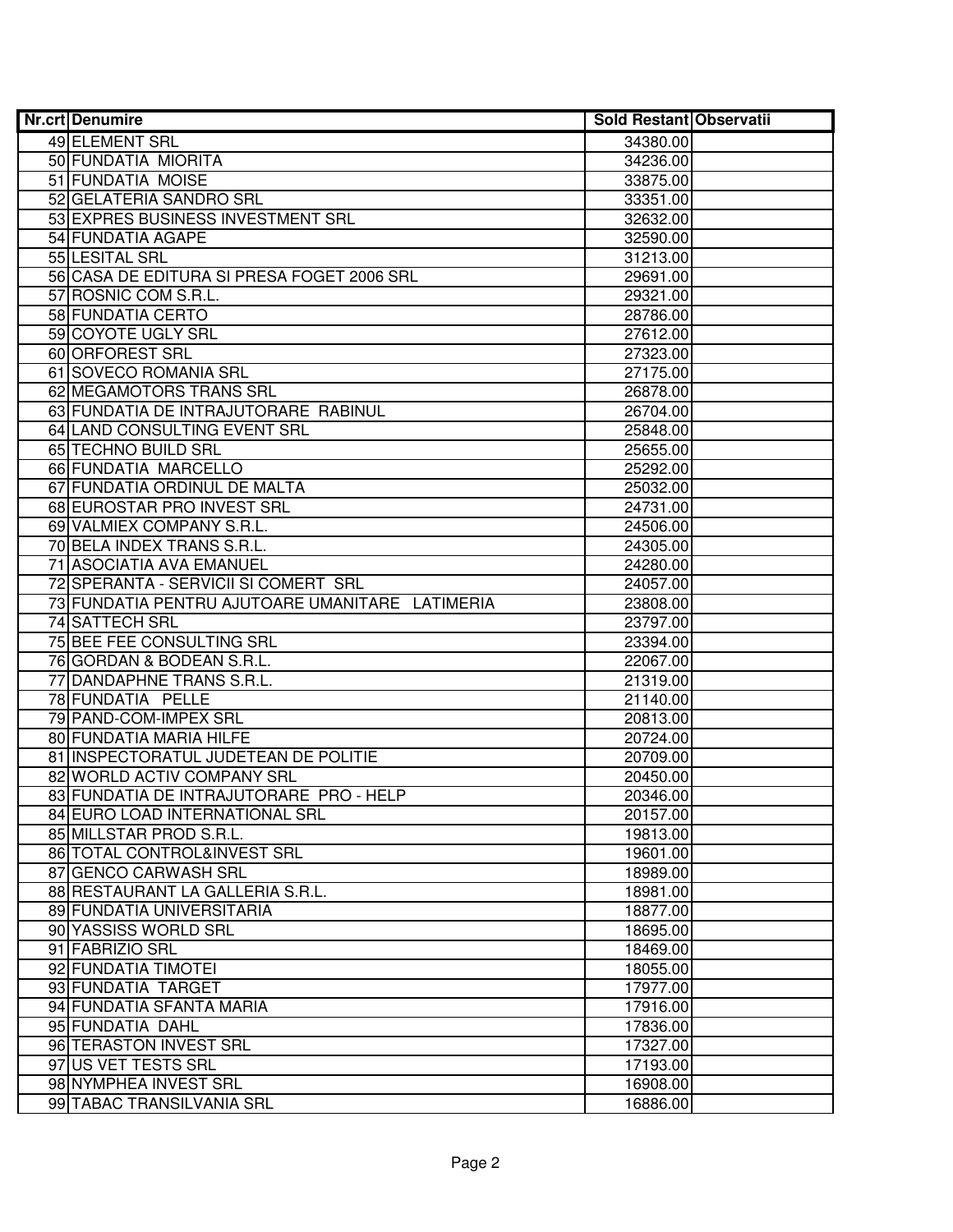| Nr.crt | Denumire | Sold Restant | Observatii |
|---|---|---|---|
| 49 | ELEMENT SRL | 34380.00 | |
| 50 | FUNDATIA MIORITA | 34236.00 | |
| 51 | FUNDATIA MOISE | 33875.00 | |
| 52 | GELATERIA SANDRO SRL | 33351.00 | |
| 53 | EXPRES BUSINESS INVESTMENT SRL | 32632.00 | |
| 54 | FUNDATIA AGAPE | 32590.00 | |
| 55 | LESITAL SRL | 31213.00 | |
| 56 | CASA DE EDITURA SI PRESA FOGET 2006 SRL | 29691.00 | |
| 57 | ROSNIC COM S.R.L. | 29321.00 | |
| 58 | FUNDATIA CERTO | 28786.00 | |
| 59 | COYOTE UGLY SRL | 27612.00 | |
| 60 | ORFOREST SRL | 27323.00 | |
| 61 | SOVECO ROMANIA SRL | 27175.00 | |
| 62 | MEGAMOTORS TRANS SRL | 26878.00 | |
| 63 | FUNDATIA DE INTRAJUTORARE RABINUL | 26704.00 | |
| 64 | LAND CONSULTING EVENT SRL | 25848.00 | |
| 65 | TECHNO BUILD SRL | 25655.00 | |
| 66 | FUNDATIA MARCELLO | 25292.00 | |
| 67 | FUNDATIA ORDINUL DE MALTA | 25032.00 | |
| 68 | EUROSTAR PRO INVEST SRL | 24731.00 | |
| 69 | VALMIEX COMPANY S.R.L. | 24506.00 | |
| 70 | BELA INDEX TRANS S.R.L. | 24305.00 | |
| 71 | ASOCIATIA AVA EMANUEL | 24280.00 | |
| 72 | SPERANTA - SERVICII SI COMERT SRL | 24057.00 | |
| 73 | FUNDATIA PENTRU AJUTOARE UMANITARE LATIMERIA | 23808.00 | |
| 74 | SATTECH SRL | 23797.00 | |
| 75 | BEE FEE CONSULTING SRL | 23394.00 | |
| 76 | GORDAN & BODEAN S.R.L. | 22067.00 | |
| 77 | DANDAPHNE TRANS S.R.L. | 21319.00 | |
| 78 | FUNDATIA PELLE | 21140.00 | |
| 79 | PAND-COM-IMPEX SRL | 20813.00 | |
| 80 | FUNDATIA MARIA HILFE | 20724.00 | |
| 81 | INSPECTORATUL JUDETEAN DE POLITIE | 20709.00 | |
| 82 | WORLD ACTIV COMPANY SRL | 20450.00 | |
| 83 | FUNDATIA DE INTRAJUTORARE PRO - HELP | 20346.00 | |
| 84 | EURO LOAD INTERNATIONAL SRL | 20157.00 | |
| 85 | MILLSTAR PROD S.R.L. | 19813.00 | |
| 86 | TOTAL CONTROL&INVEST SRL | 19601.00 | |
| 87 | GENCO CARWASH SRL | 18989.00 | |
| 88 | RESTAURANT LA GALLERIA S.R.L. | 18981.00 | |
| 89 | FUNDATIA UNIVERSITARIA | 18877.00 | |
| 90 | YASSISS WORLD SRL | 18695.00 | |
| 91 | FABRIZIO SRL | 18469.00 | |
| 92 | FUNDATIA TIMOTEI | 18055.00 | |
| 93 | FUNDATIA TARGET | 17977.00 | |
| 94 | FUNDATIA SFANTA MARIA | 17916.00 | |
| 95 | FUNDATIA DAHL | 17836.00 | |
| 96 | TERASTON INVEST SRL | 17327.00 | |
| 97 | US VET TESTS SRL | 17193.00 | |
| 98 | NYMPHEA INVEST SRL | 16908.00 | |
| 99 | TABAC TRANSILVANIA SRL | 16886.00 | |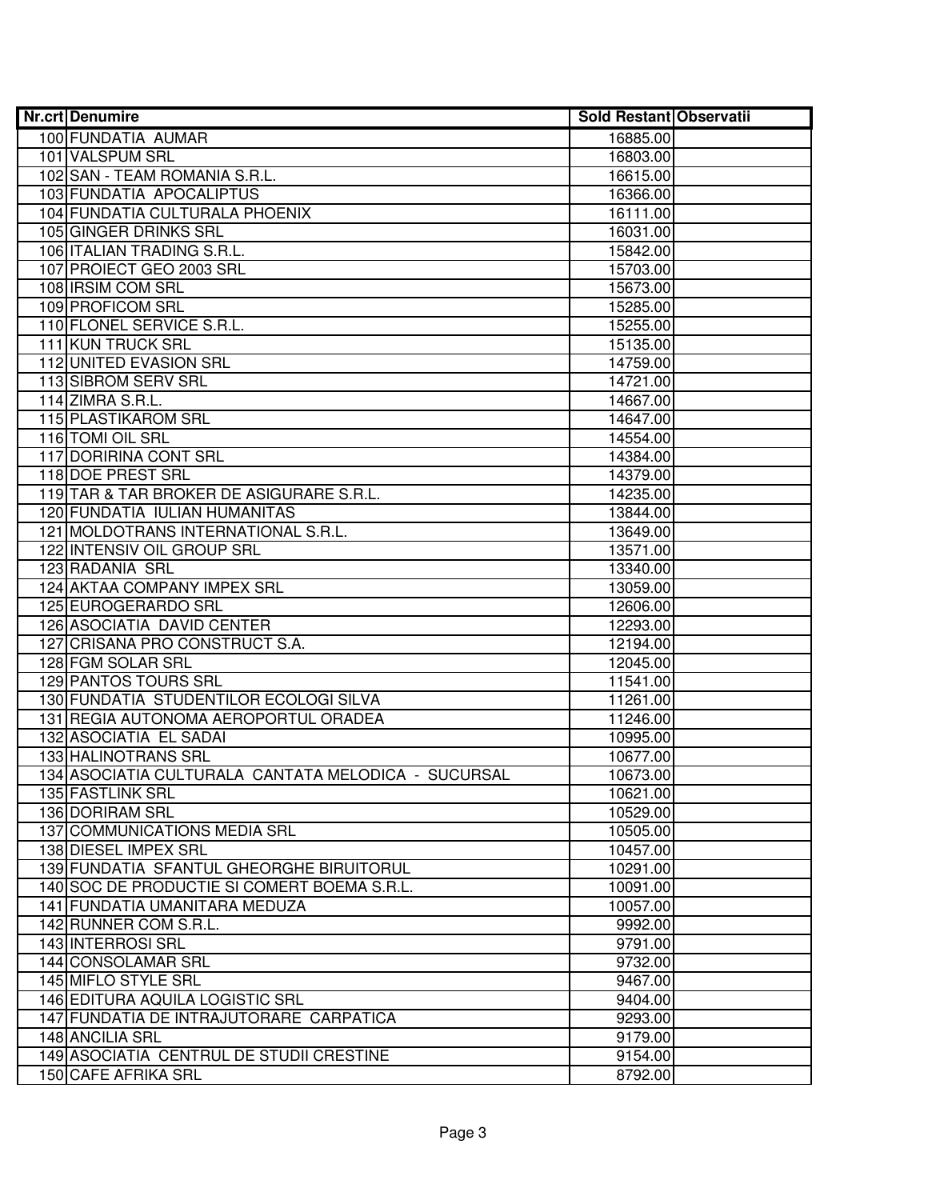| Nr.crt | Denumire | Sold Restant | Observatii |
|---|---|---|---|
| 100 | FUNDATIA AUMAR | 16885.00 | |
| 101 | VALSPUM SRL | 16803.00 | |
| 102 | SAN - TEAM ROMANIA S.R.L. | 16615.00 | |
| 103 | FUNDATIA APOCALIPTUS | 16366.00 | |
| 104 | FUNDATIA CULTURALA PHOENIX | 16111.00 | |
| 105 | GINGER DRINKS SRL | 16031.00 | |
| 106 | ITALIAN TRADING S.R.L. | 15842.00 | |
| 107 | PROIECT GEO 2003 SRL | 15703.00 | |
| 108 | IRSIM COM SRL | 15673.00 | |
| 109 | PROFICOM SRL | 15285.00 | |
| 110 | FLONEL SERVICE S.R.L. | 15255.00 | |
| 111 | KUN TRUCK SRL | 15135.00 | |
| 112 | UNITED EVASION SRL | 14759.00 | |
| 113 | SIBROM SERV SRL | 14721.00 | |
| 114 | ZIMRA S.R.L. | 14667.00 | |
| 115 | PLASTIKAROM SRL | 14647.00 | |
| 116 | TOMI OIL SRL | 14554.00 | |
| 117 | DORIRINA CONT SRL | 14384.00 | |
| 118 | DOE PREST SRL | 14379.00 | |
| 119 | TAR & TAR BROKER DE ASIGURARE S.R.L. | 14235.00 | |
| 120 | FUNDATIA IULIAN HUMANITAS | 13844.00 | |
| 121 | MOLDOTRANS INTERNATIONAL S.R.L. | 13649.00 | |
| 122 | INTENSIV OIL GROUP SRL | 13571.00 | |
| 123 | RADANIA SRL | 13340.00 | |
| 124 | AKTAA COMPANY IMPEX SRL | 13059.00 | |
| 125 | EUROGERARDO SRL | 12606.00 | |
| 126 | ASOCIATIA DAVID CENTER | 12293.00 | |
| 127 | CRISANA PRO CONSTRUCT S.A. | 12194.00 | |
| 128 | FGM SOLAR SRL | 12045.00 | |
| 129 | PANTOS TOURS SRL | 11541.00 | |
| 130 | FUNDATIA STUDENTILOR ECOLOGI SILVA | 11261.00 | |
| 131 | REGIA AUTONOMA AEROPORTUL ORADEA | 11246.00 | |
| 132 | ASOCIATIA EL SADAI | 10995.00 | |
| 133 | HALINOTRANS SRL | 10677.00 | |
| 134 | ASOCIATIA CULTURALA CANTATA MELODICA - SUCURSAL | 10673.00 | |
| 135 | FASTLINK SRL | 10621.00 | |
| 136 | DORIRAM SRL | 10529.00 | |
| 137 | COMMUNICATIONS MEDIA SRL | 10505.00 | |
| 138 | DIESEL IMPEX SRL | 10457.00 | |
| 139 | FUNDATIA SFANTUL GHEORGHE BIRUITORUL | 10291.00 | |
| 140 | SOC DE PRODUCTIE SI COMERT BOEMA S.R.L. | 10091.00 | |
| 141 | FUNDATIA UMANITARA MEDUZA | 10057.00 | |
| 142 | RUNNER COM S.R.L. | 9992.00 | |
| 143 | INTERROSI SRL | 9791.00 | |
| 144 | CONSOLAMAR SRL | 9732.00 | |
| 145 | MIFLO STYLE SRL | 9467.00 | |
| 146 | EDITURA AQUILA LOGISTIC SRL | 9404.00 | |
| 147 | FUNDATIA DE INTRAJUTORARE CARPATICA | 9293.00 | |
| 148 | ANCILIA SRL | 9179.00 | |
| 149 | ASOCIATIA CENTRUL DE STUDII CRESTINE | 9154.00 | |
| 150 | CAFE AFRIKA SRL | 8792.00 | |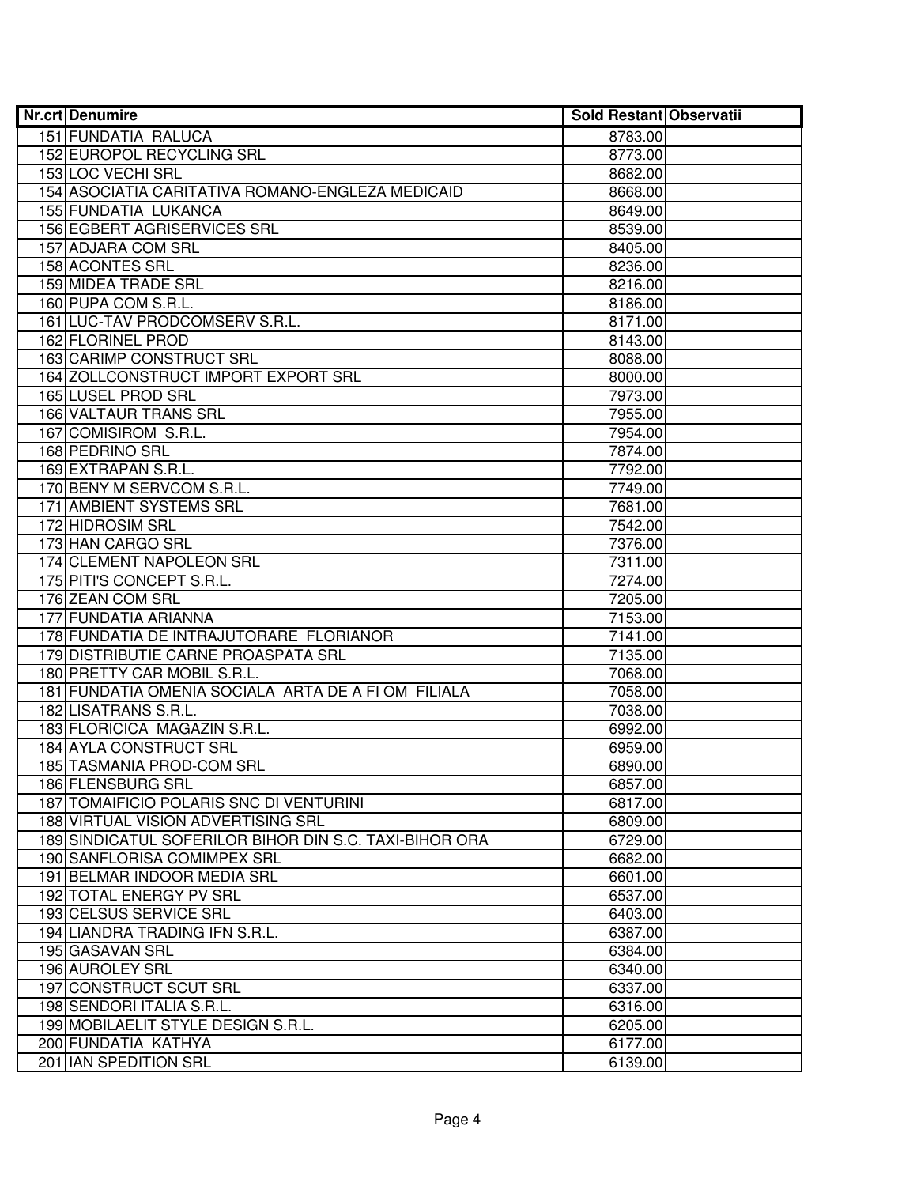| Nr.crt | Denumire | Sold Restant | Observatii |
|---|---|---|---|
| 151 | FUNDATIA RALUCA | 8783.00 | |
| 152 | EUROPOL RECYCLING SRL | 8773.00 | |
| 153 | LOC VECHI SRL | 8682.00 | |
| 154 | ASOCIATIA CARITATIVA ROMANO-ENGLEZA MEDICAID | 8668.00 | |
| 155 | FUNDATIA LUKANCA | 8649.00 | |
| 156 | EGBERT AGRISERVICES SRL | 8539.00 | |
| 157 | ADJARA COM SRL | 8405.00 | |
| 158 | ACONTES SRL | 8236.00 | |
| 159 | MIDEA TRADE SRL | 8216.00 | |
| 160 | PUPA COM S.R.L. | 8186.00 | |
| 161 | LUC-TAV PRODCOMSERV S.R.L. | 8171.00 | |
| 162 | FLORINEL PROD | 8143.00 | |
| 163 | CARIMP CONSTRUCT SRL | 8088.00 | |
| 164 | ZOLLCONSTRUCT IMPORT EXPORT SRL | 8000.00 | |
| 165 | LUSEL PROD SRL | 7973.00 | |
| 166 | VALTAUR TRANS SRL | 7955.00 | |
| 167 | COMISIROM S.R.L. | 7954.00 | |
| 168 | PEDRINO SRL | 7874.00 | |
| 169 | EXTRAPAN S.R.L. | 7792.00 | |
| 170 | BENY M SERVCOM S.R.L. | 7749.00 | |
| 171 | AMBIENT SYSTEMS SRL | 7681.00 | |
| 172 | HIDROSIM SRL | 7542.00 | |
| 173 | HAN CARGO SRL | 7376.00 | |
| 174 | CLEMENT NAPOLEON SRL | 7311.00 | |
| 175 | PITI'S CONCEPT S.R.L. | 7274.00 | |
| 176 | ZEAN COM SRL | 7205.00 | |
| 177 | FUNDATIA ARIANNA | 7153.00 | |
| 178 | FUNDATIA DE INTRAJUTORARE FLORIANOR | 7141.00 | |
| 179 | DISTRIBUTIE CARNE PROASPATA SRL | 7135.00 | |
| 180 | PRETTY CAR MOBIL S.R.L. | 7068.00 | |
| 181 | FUNDATIA OMENIA SOCIALA ARTA DE A FI OM FILIALA | 7058.00 | |
| 182 | LISATRANS S.R.L. | 7038.00 | |
| 183 | FLORICICA MAGAZIN S.R.L. | 6992.00 | |
| 184 | AYLA CONSTRUCT SRL | 6959.00 | |
| 185 | TASMANIA PROD-COM SRL | 6890.00 | |
| 186 | FLENSBURG SRL | 6857.00 | |
| 187 | TOMAIFICIO POLARIS SNC DI VENTURINI | 6817.00 | |
| 188 | VIRTUAL VISION ADVERTISING SRL | 6809.00 | |
| 189 | SINDICATUL SOFERILOR BIHOR DIN S.C. TAXI-BIHOR ORA | 6729.00 | |
| 190 | SANFLORISA COMIMPEX SRL | 6682.00 | |
| 191 | BELMAR INDOOR MEDIA SRL | 6601.00 | |
| 192 | TOTAL ENERGY PV SRL | 6537.00 | |
| 193 | CELSUS SERVICE SRL | 6403.00 | |
| 194 | LIANDRA TRADING IFN S.R.L. | 6387.00 | |
| 195 | GASAVAN SRL | 6384.00 | |
| 196 | AUROLEY SRL | 6340.00 | |
| 197 | CONSTRUCT SCUT SRL | 6337.00 | |
| 198 | SENDORI ITALIA S.R.L. | 6316.00 | |
| 199 | MOBILAELIT STYLE DESIGN S.R.L. | 6205.00 | |
| 200 | FUNDATIA KATHYA | 6177.00 | |
| 201 | IAN SPEDITION SRL | 6139.00 | |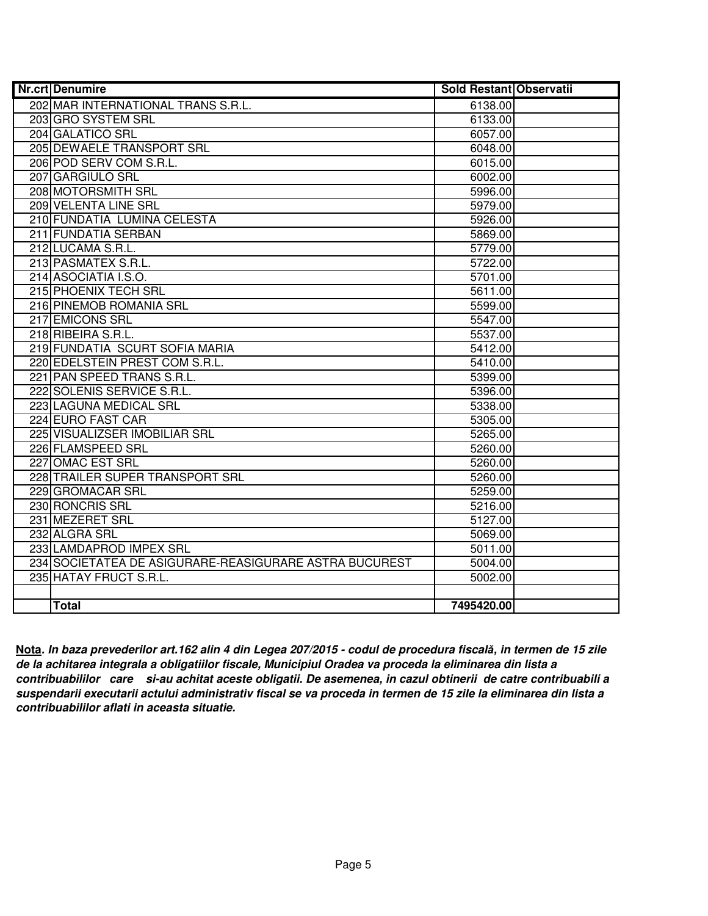| Nr.crt | Denumire | Sold Restant | Observatii |
|---|---|---|---|
| 202 | MAR INTERNATIONAL TRANS S.R.L. | 6138.00 | |
| 203 | GRO SYSTEM SRL | 6133.00 | |
| 204 | GALATICO SRL | 6057.00 | |
| 205 | DEWAELE TRANSPORT SRL | 6048.00 | |
| 206 | POD SERV COM S.R.L. | 6015.00 | |
| 207 | GARGIULO SRL | 6002.00 | |
| 208 | MOTORSMITH SRL | 5996.00 | |
| 209 | VELENTA LINE SRL | 5979.00 | |
| 210 | FUNDATIA LUMINA CELESTA | 5926.00 | |
| 211 | FUNDATIA SERBAN | 5869.00 | |
| 212 | LUCAMA S.R.L. | 5779.00 | |
| 213 | PASMATEX S.R.L. | 5722.00 | |
| 214 | ASOCIATIA I.S.O. | 5701.00 | |
| 215 | PHOENIX TECH SRL | 5611.00 | |
| 216 | PINEMOB ROMANIA SRL | 5599.00 | |
| 217 | EMICONS SRL | 5547.00 | |
| 218 | RIBEIRA S.R.L. | 5537.00 | |
| 219 | FUNDATIA SCURT SOFIA MARIA | 5412.00 | |
| 220 | EDELSTEIN PREST COM S.R.L. | 5410.00 | |
| 221 | PAN SPEED TRANS S.R.L. | 5399.00 | |
| 222 | SOLENIS SERVICE S.R.L. | 5396.00 | |
| 223 | LAGUNA MEDICAL SRL | 5338.00 | |
| 224 | EURO FAST CAR | 5305.00 | |
| 225 | VISUALIZSER IMOBILIAR SRL | 5265.00 | |
| 226 | FLAMSPEED SRL | 5260.00 | |
| 227 | OMAC EST SRL | 5260.00 | |
| 228 | TRAILER SUPER TRANSPORT SRL | 5260.00 | |
| 229 | GROMACAR SRL | 5259.00 | |
| 230 | RONCRIS SRL | 5216.00 | |
| 231 | MEZERET SRL | 5127.00 | |
| 232 | ALGRA SRL | 5069.00 | |
| 233 | LAMDAPROD IMPEX SRL | 5011.00 | |
| 234 | SOCIETATEA DE ASIGURARE-REASIGURARE ASTRA BUCUREST | 5004.00 | |
| 235 | HATAY FRUCT S.R.L. | 5002.00 | |
| | | | |
| | **Total** | **7495420.00** | |

**Nota**. ***In baza prevederilor art.162 alin 4 din Legea 207/2015 - codul de procedura fiscală, in termen de 15 zile de la achitarea integrala a obligatiilor fiscale, Municipiul Oradea va proceda la eliminarea din lista a contribuabililor care si-au achitat aceste obligatii. De asemenea, in cazul obtinerii de catre contribuabili a suspendarii executarii actului administrativ fiscal se va proceda in termen de 15 zile la eliminarea din lista a contribuabililor aflati in aceasta situatie.***